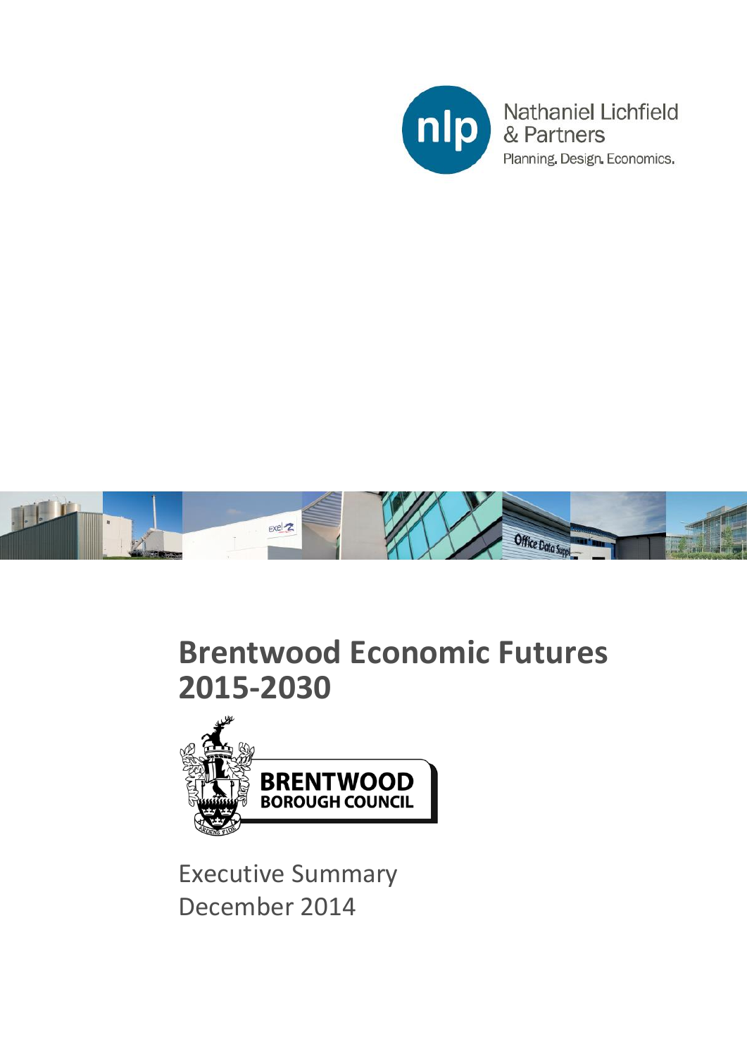Nathaniel Lichfield & Partners

Planning. Design. Economics.

# Brentwood Economic Futures 2015-2030

BRENTWOOD BOROUGH COUNCIL

Executive Summary

December 2014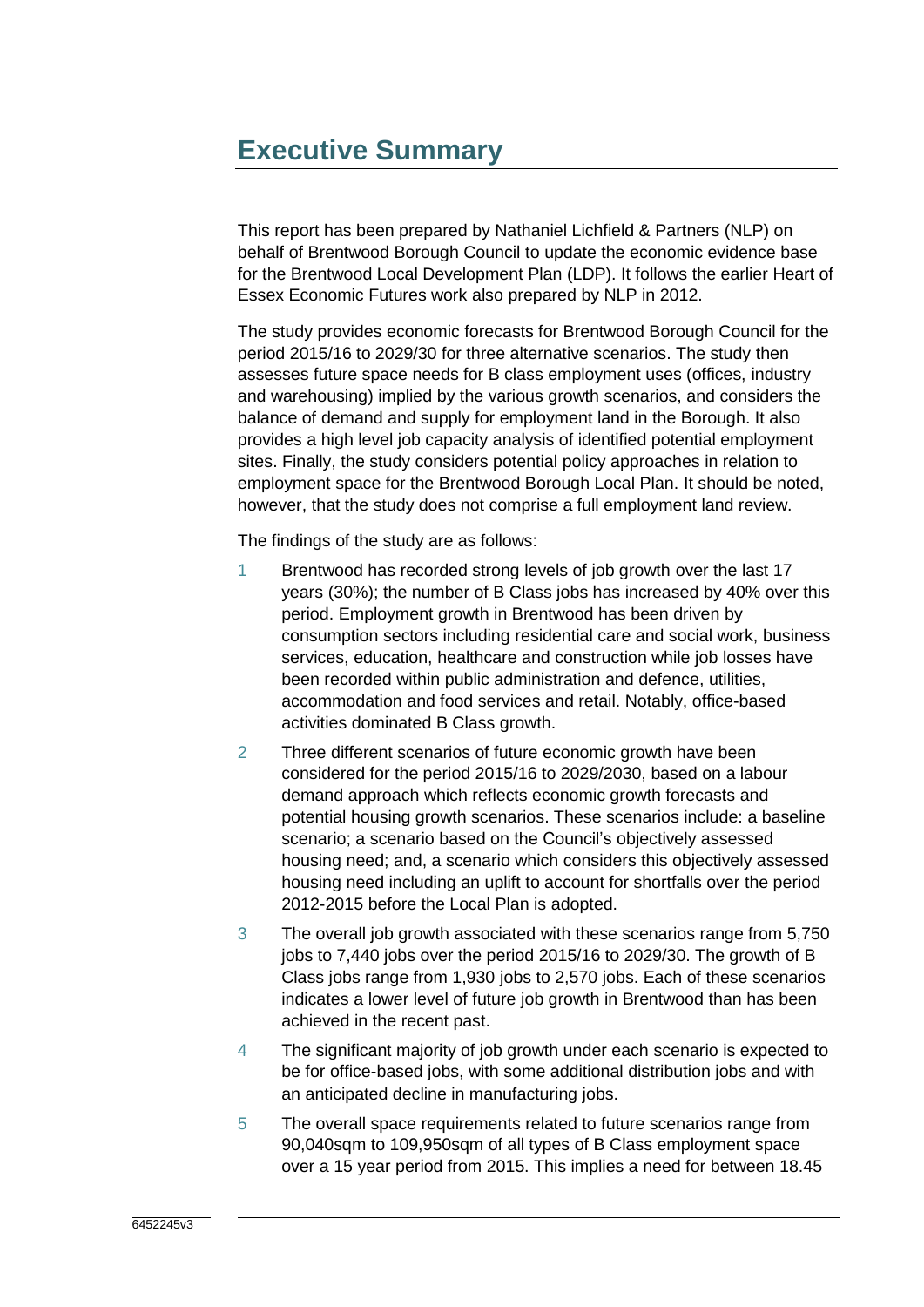# Executive Summary

This report has been prepared by Nathaniel Lichfield & Partners (NLP) on behalf of Brentwood Borough Council to update the economic evidence base for the Brentwood Local Development Plan (LDP). It follows the earlier Heart of Essex Economic Futures work also prepared by NLP in 2012.

The study provides economic forecasts for Brentwood Borough Council for the period 2015/16 to 2029/30 for three alternative scenarios. The study then assesses future space needs for B class employment uses (offices, industry and warehousing) implied by the various growth scenarios, and considers the balance of demand and supply for employment land in the Borough. It also provides a high level job capacity analysis of identified potential employment sites. Finally, the study considers potential policy approaches in relation to employment space for the Brentwood Borough Local Plan. It should be noted, however, that the study does not comprise a full employment land review.

The findings of the study are as follows:

1. Brentwood has recorded strong levels of job growth over the last 17 years (30%); the number of B Class jobs has increased by 40% over this period. Employment growth in Brentwood has been driven by consumption sectors including residential care and social work, business services, education, healthcare and construction while job losses have been recorded within public administration and defence, utilities, accommodation and food services and retail. Notably, office-based activities dominated B Class growth.
2. Three different scenarios of future economic growth have been considered for the period 2015/16 to 2029/2030, based on a labour demand approach which reflects economic growth forecasts and potential housing growth scenarios. These scenarios include: a baseline scenario; a scenario based on the Council's objectively assessed housing need; and, a scenario which considers this objectively assessed housing need including an uplift to account for shortfalls over the period 2012-2015 before the Local Plan is adopted.
3. The overall job growth associated with these scenarios range from 5,750 jobs to 7,440 jobs over the period 2015/16 to 2029/30. The growth of B Class jobs range from 1,930 jobs to 2,570 jobs. Each of these scenarios indicates a lower level of future job growth in Brentwood than has been achieved in the recent past.
4. The significant majority of job growth under each scenario is expected to be for office-based jobs, with some additional distribution jobs and with an anticipated decline in manufacturing jobs.
5. The overall space requirements related to future scenarios range from 90,040sqm to 109,950sqm of all types of B Class employment space over a 15 year period from 2015. This implies a need for between 18.45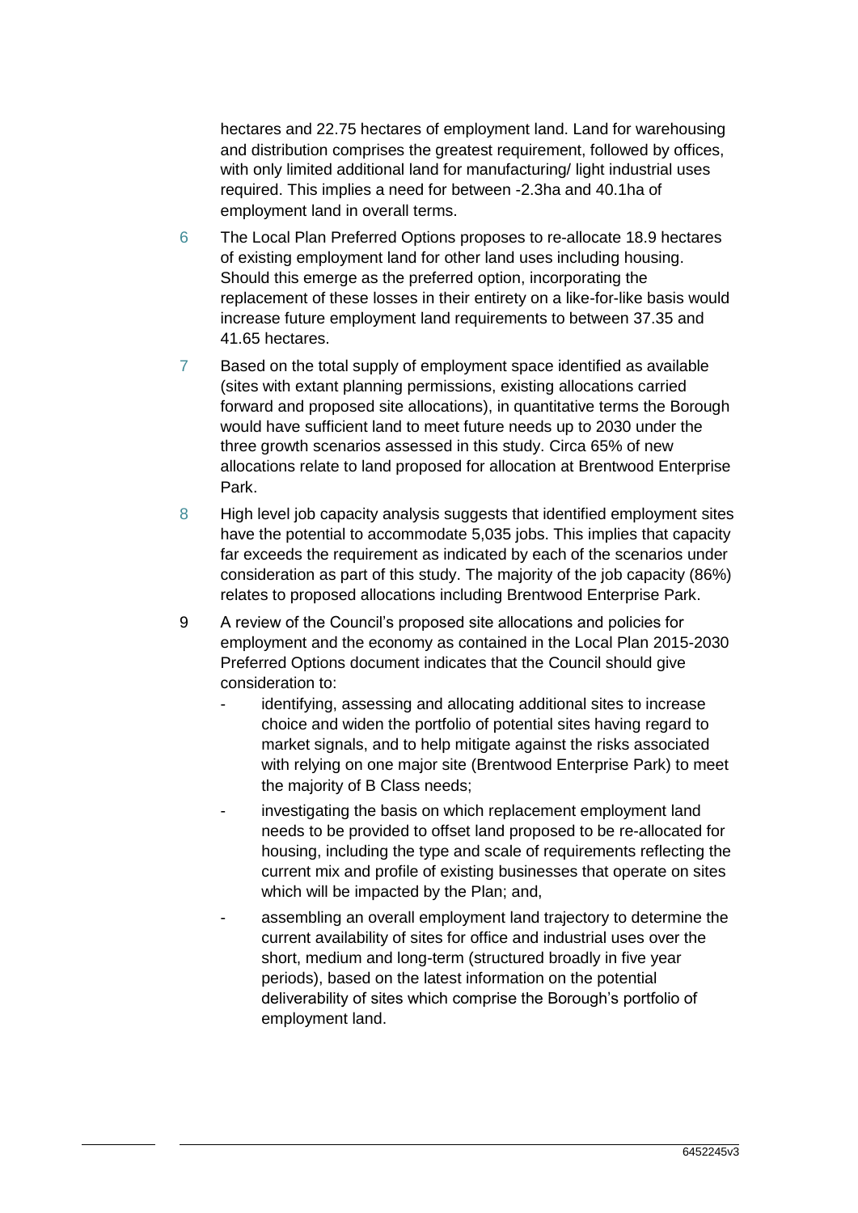hectares and 22.75 hectares of employment land. Land for warehousing and distribution comprises the greatest requirement, followed by offices, with only limited additional land for manufacturing/ light industrial uses required. This implies a need for between -2.3ha and 40.1ha of employment land in overall terms.

6 The Local Plan Preferred Options proposes to re-allocate 18.9 hectares of existing employment land for other land uses including housing. Should this emerge as the preferred option, incorporating the replacement of these losses in their entirety on a like-for-like basis would increase future employment land requirements to between 37.35 and 41.65 hectares.

7 Based on the total supply of employment space identified as available (sites with extant planning permissions, existing allocations carried forward and proposed site allocations), in quantitative terms the Borough would have sufficient land to meet future needs up to 2030 under the three growth scenarios assessed in this study. Circa 65% of new allocations relate to land proposed for allocation at Brentwood Enterprise Park.

8 High level job capacity analysis suggests that identified employment sites have the potential to accommodate 5,035 jobs. This implies that capacity far exceeds the requirement as indicated by each of the scenarios under consideration as part of this study. The majority of the job capacity (86%) relates to proposed allocations including Brentwood Enterprise Park.

9 A review of the Council's proposed site allocations and policies for employment and the economy as contained in the Local Plan 2015-2030 Preferred Options document indicates that the Council should give consideration to:

- identifying, assessing and allocating additional sites to increase choice and widen the portfolio of potential sites having regard to market signals, and to help mitigate against the risks associated with relying on one major site (Brentwood Enterprise Park) to meet the majority of B Class needs;
- investigating the basis on which replacement employment land needs to be provided to offset land proposed to be re-allocated for housing, including the type and scale of requirements reflecting the current mix and profile of existing businesses that operate on sites which will be impacted by the Plan; and,
- assembling an overall employment land trajectory to determine the current availability of sites for office and industrial uses over the short, medium and long-term (structured broadly in five year periods), based on the latest information on the potential deliverability of sites which comprise the Borough's portfolio of employment land.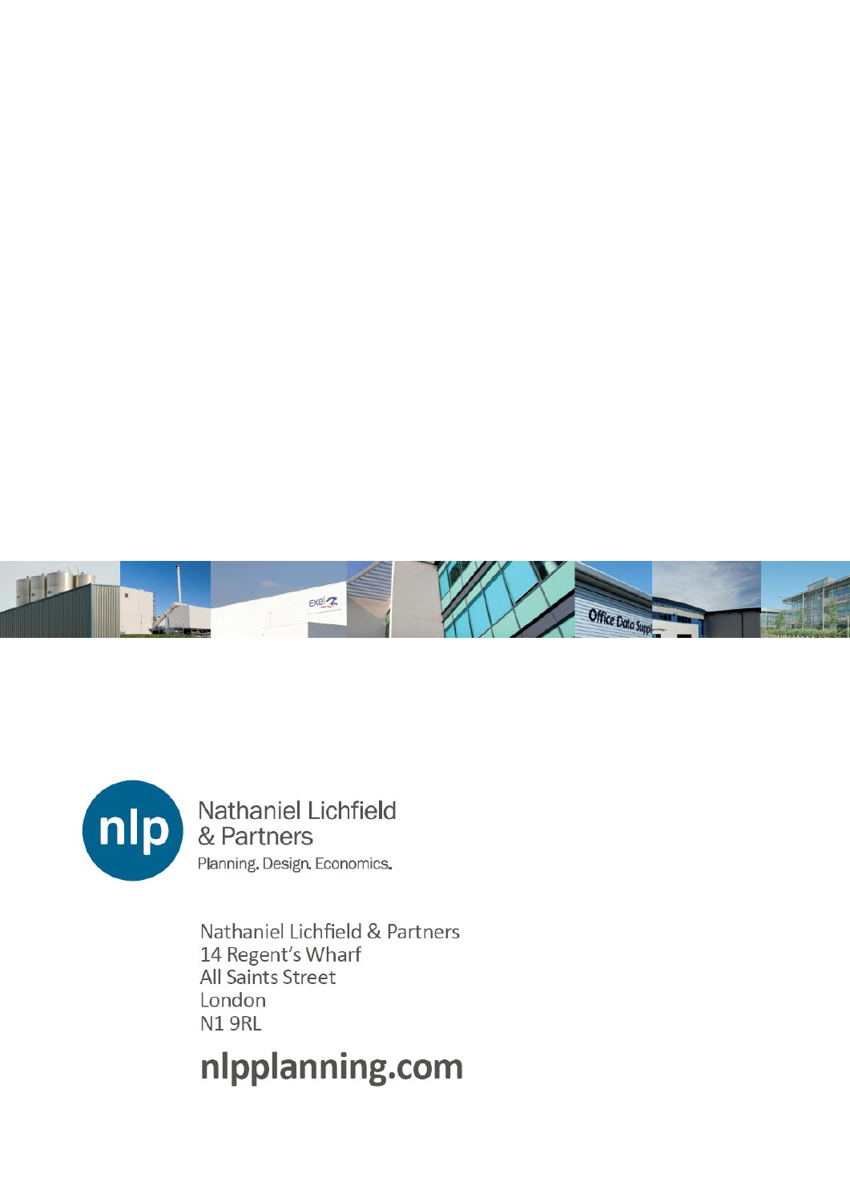Nathaniel Lichfield & Partners

Planning. Design. Economics.

Nathaniel Lichfield & Partners
14 Regent's Wharf
All Saints Street
London
N1 9RL

**nlpplanning.com**